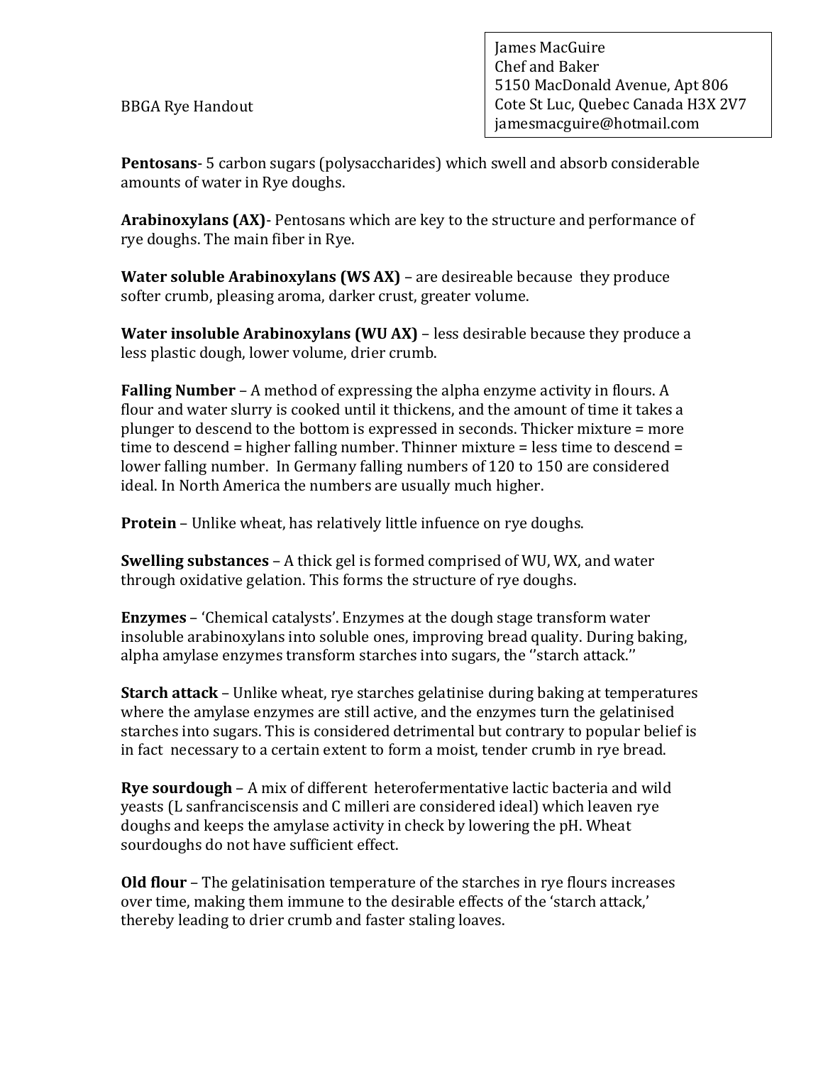James MacGuire
Chef and Baker
5150 MacDonald Avenue, Apt 806
Cote St Luc, Quebec Canada H3X 2V7
jamesmacguire@hotmail.com

BBGA Rye Handout

**Pentosans**- 5 carbon sugars (polysaccharides) which swell and absorb considerable amounts of water in Rye doughs.

**Arabinoxylans (AX)**- Pentosans which are key to the structure and performance of rye doughs. The main fiber in Rye.

**Water soluble Arabinoxylans (WS AX)** – are desireable because they produce softer crumb, pleasing aroma, darker crust, greater volume.

**Water insoluble Arabinoxylans (WU AX)** – less desirable because they produce a less plastic dough, lower volume, drier crumb.

**Falling Number** – A method of expressing the alpha enzyme activity in flours. A flour and water slurry is cooked until it thickens, and the amount of time it takes a plunger to descend to the bottom is expressed in seconds. Thicker mixture = more time to descend = higher falling number. Thinner mixture = less time to descend = lower falling number. In Germany falling numbers of 120 to 150 are considered ideal. In North America the numbers are usually much higher.

**Protein** – Unlike wheat, has relatively little infuence on rye doughs.

**Swelling substances** – A thick gel is formed comprised of WU, WX, and water through oxidative gelation. This forms the structure of rye doughs.

**Enzymes** – 'Chemical catalysts'. Enzymes at the dough stage transform water insoluble arabinoxylans into soluble ones, improving bread quality. During baking, alpha amylase enzymes transform starches into sugars, the ''starch attack.''

**Starch attack** – Unlike wheat, rye starches gelatinise during baking at temperatures where the amylase enzymes are still active, and the enzymes turn the gelatinised starches into sugars. This is considered detrimental but contrary to popular belief is in fact necessary to a certain extent to form a moist, tender crumb in rye bread.

**Rye sourdough** – A mix of different heterofermentative lactic bacteria and wild yeasts (L sanfranciscensis and C milleri are considered ideal) which leaven rye doughs and keeps the amylase activity in check by lowering the pH. Wheat sourdoughs do not have sufficient effect.

**Old flour** – The gelatinisation temperature of the starches in rye flours increases over time, making them immune to the desirable effects of the 'starch attack,' thereby leading to drier crumb and faster staling loaves.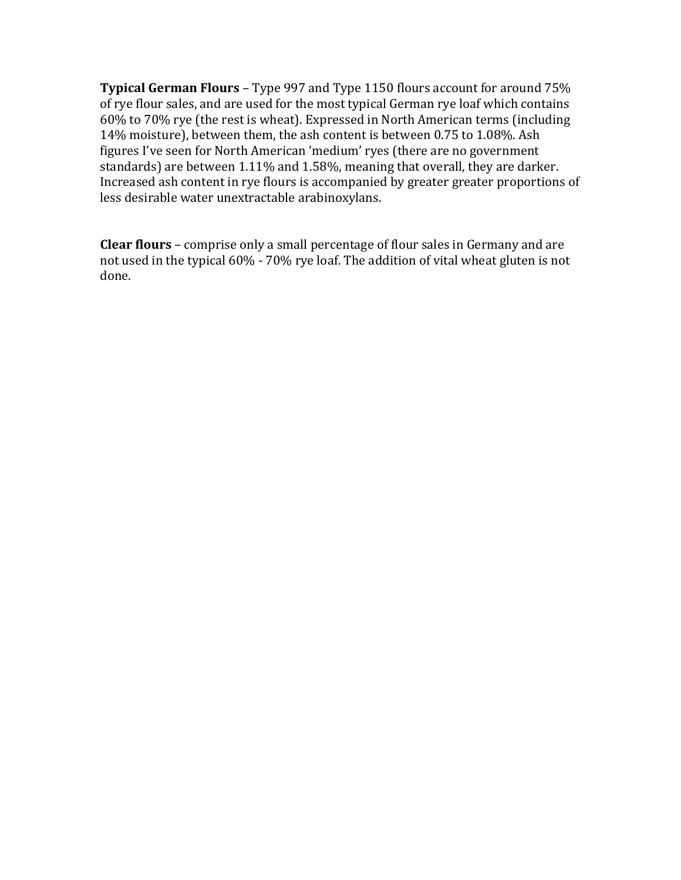**Typical German Flours** – Type 997 and Type 1150 flours account for around 75% of rye flour sales, and are used for the most typical German rye loaf which contains 60% to 70% rye (the rest is wheat). Expressed in North American terms (including 14% moisture), between them, the ash content is between 0.75 to 1.08%. Ash figures I've seen for North American 'medium' ryes (there are no government standards) are between 1.11% and 1.58%, meaning that overall, they are darker. Increased ash content in rye flours is accompanied by greater greater proportions of less desirable water unextractable arabinoxylans.

**Clear flours** – comprise only a small percentage of flour sales in Germany and are not used in the typical 60% - 70% rye loaf. The addition of vital wheat gluten is not done.